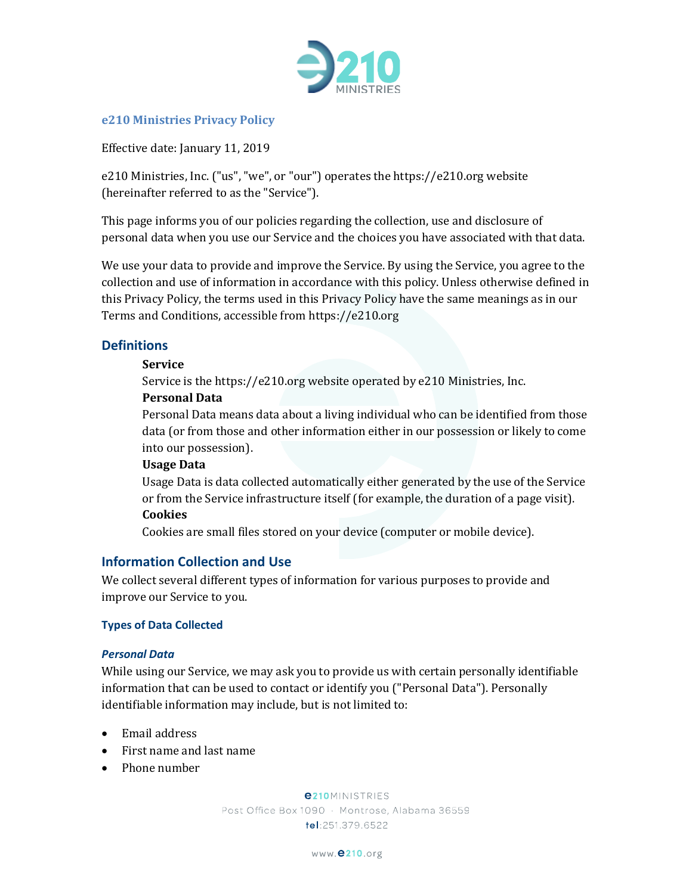# e210 Ministries Privacy Policy

Effective date: January 11, 2019

e210 Ministries, Inc. ("us", "we", or "our") operates the https://e210.org website (hereinafter referred to as the "Service").

This page informs you of our policies regarding the collection, use and disclosure of personal data when you use our Service and the choices you have associated with that data.

We use your data to provide and improve the Service. By using the Service, you agree to the collection and use of information in accordance with this policy. Unless otherwise defined in this Privacy Policy, the terms used in this Privacy Policy have the same meanings as in our Terms and Conditions, accessible from https://e210.org

## Definitions

**Service**
Service is the https://e210.org website operated by e210 Ministries, Inc.

**Personal Data**
Personal Data means data about a living individual who can be identified from those data (or from those and other information either in our possession or likely to come into our possession).

**Usage Data**
Usage Data is data collected automatically either generated by the use of the Service or from the Service infrastructure itself (for example, the duration of a page visit).

**Cookies**
Cookies are small files stored on your device (computer or mobile device).

## Information Collection and Use

We collect several different types of information for various purposes to provide and improve our Service to you.

### Types of Data Collected

#### *Personal Data*

While using our Service, we may ask you to provide us with certain personally identifiable information that can be used to contact or identify you ("Personal Data"). Personally identifiable information may include, but is not limited to:

- Email address
- First name and last name
- Phone number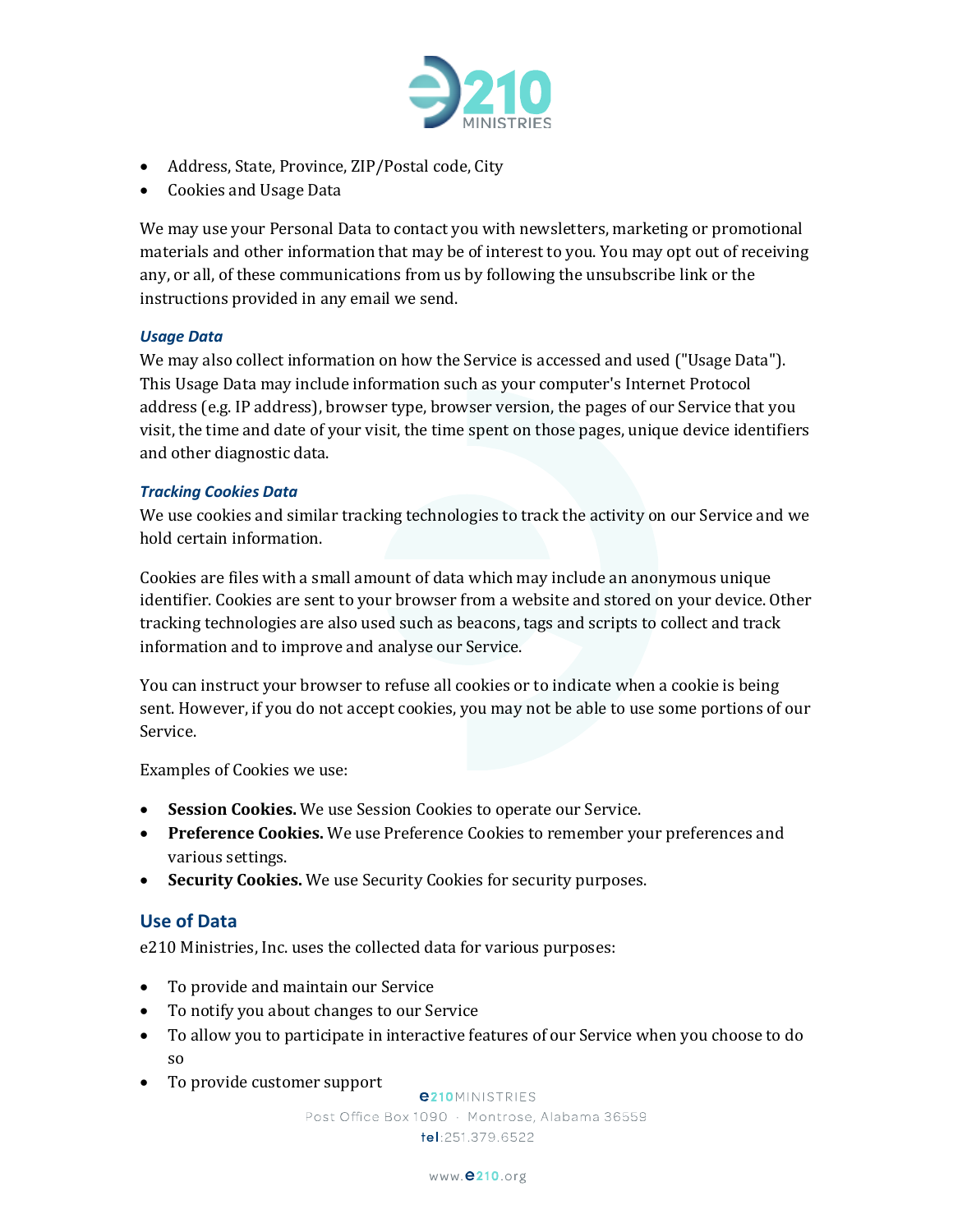- Address, State, Province, ZIP/Postal code, City
- Cookies and Usage Data

We may use your Personal Data to contact you with newsletters, marketing or promotional materials and other information that may be of interest to you. You may opt out of receiving any, or all, of these communications from us by following the unsubscribe link or the instructions provided in any email we send.

### *Usage Data*

We may also collect information on how the Service is accessed and used ("Usage Data"). This Usage Data may include information such as your computer's Internet Protocol address (e.g. IP address), browser type, browser version, the pages of our Service that you visit, the time and date of your visit, the time spent on those pages, unique device identifiers and other diagnostic data.

### *Tracking Cookies Data*

We use cookies and similar tracking technologies to track the activity on our Service and we hold certain information.

Cookies are files with a small amount of data which may include an anonymous unique identifier. Cookies are sent to your browser from a website and stored on your device. Other tracking technologies are also used such as beacons, tags and scripts to collect and track information and to improve and analyse our Service.

You can instruct your browser to refuse all cookies or to indicate when a cookie is being sent. However, if you do not accept cookies, you may not be able to use some portions of our Service.

Examples of Cookies we use:

- **Session Cookies.** We use Session Cookies to operate our Service.
- **Preference Cookies.** We use Preference Cookies to remember your preferences and various settings.
- **Security Cookies.** We use Security Cookies for security purposes.

## Use of Data

e210 Ministries, Inc. uses the collected data for various purposes:

- To provide and maintain our Service
- To notify you about changes to our Service
- To allow you to participate in interactive features of our Service when you choose to do so
- To provide customer support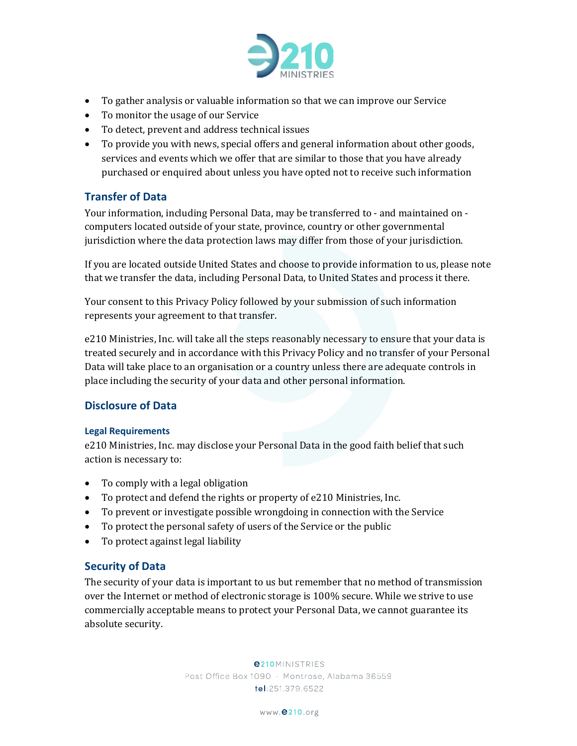- To gather analysis or valuable information so that we can improve our Service
- To monitor the usage of our Service
- To detect, prevent and address technical issues
- To provide you with news, special offers and general information about other goods, services and events which we offer that are similar to those that you have already purchased or enquired about unless you have opted not to receive such information

## Transfer of Data

Your information, including Personal Data, may be transferred to - and maintained on - computers located outside of your state, province, country or other governmental jurisdiction where the data protection laws may differ from those of your jurisdiction.

If you are located outside United States and choose to provide information to us, please note that we transfer the data, including Personal Data, to United States and process it there.

Your consent to this Privacy Policy followed by your submission of such information represents your agreement to that transfer.

e210 Ministries, Inc. will take all the steps reasonably necessary to ensure that your data is treated securely and in accordance with this Privacy Policy and no transfer of your Personal Data will take place to an organisation or a country unless there are adequate controls in place including the security of your data and other personal information.

## Disclosure of Data

### Legal Requirements

e210 Ministries, Inc. may disclose your Personal Data in the good faith belief that such action is necessary to:

- To comply with a legal obligation
- To protect and defend the rights or property of e210 Ministries, Inc.
- To prevent or investigate possible wrongdoing in connection with the Service
- To protect the personal safety of users of the Service or the public
- To protect against legal liability

## Security of Data

The security of your data is important to us but remember that no method of transmission over the Internet or method of electronic storage is 100% secure. While we strive to use commercially acceptable means to protect your Personal Data, we cannot guarantee its absolute security.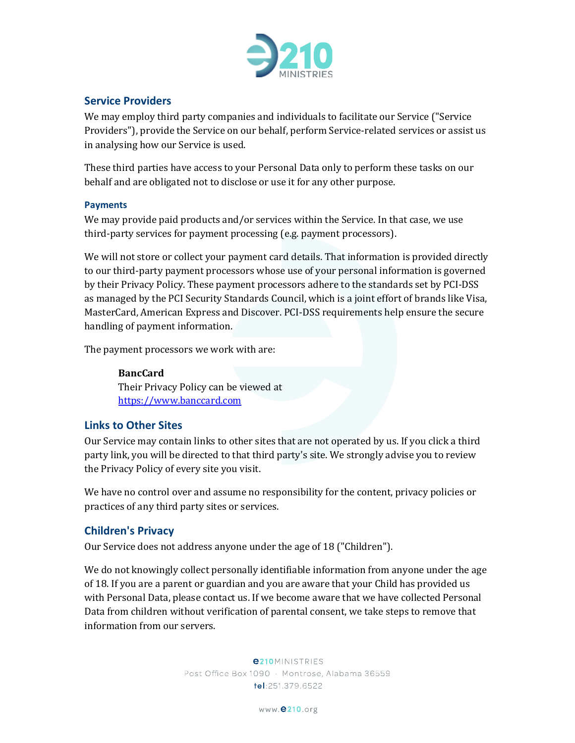## Service Providers

We may employ third party companies and individuals to facilitate our Service ("Service Providers"), provide the Service on our behalf, perform Service-related services or assist us in analysing how our Service is used.

These third parties have access to your Personal Data only to perform these tasks on our behalf and are obligated not to disclose or use it for any other purpose.

### Payments

We may provide paid products and/or services within the Service. In that case, we use third-party services for payment processing (e.g. payment processors).

We will not store or collect your payment card details. That information is provided directly to our third-party payment processors whose use of your personal information is governed by their Privacy Policy. These payment processors adhere to the standards set by PCI-DSS as managed by the PCI Security Standards Council, which is a joint effort of brands like Visa, MasterCard, American Express and Discover. PCI-DSS requirements help ensure the secure handling of payment information.

The payment processors we work with are:

> **BancCard**
> Their Privacy Policy can be viewed at
> [https://www.banccard.com](https://www.banccard.com)

## Links to Other Sites

Our Service may contain links to other sites that are not operated by us. If you click a third party link, you will be directed to that third party's site. We strongly advise you to review the Privacy Policy of every site you visit.

We have no control over and assume no responsibility for the content, privacy policies or practices of any third party sites or services.

## Children's Privacy

Our Service does not address anyone under the age of 18 ("Children").

We do not knowingly collect personally identifiable information from anyone under the age of 18. If you are a parent or guardian and you are aware that your Child has provided us with Personal Data, please contact us. If we become aware that we have collected Personal Data from children without verification of parental consent, we take steps to remove that information from our servers.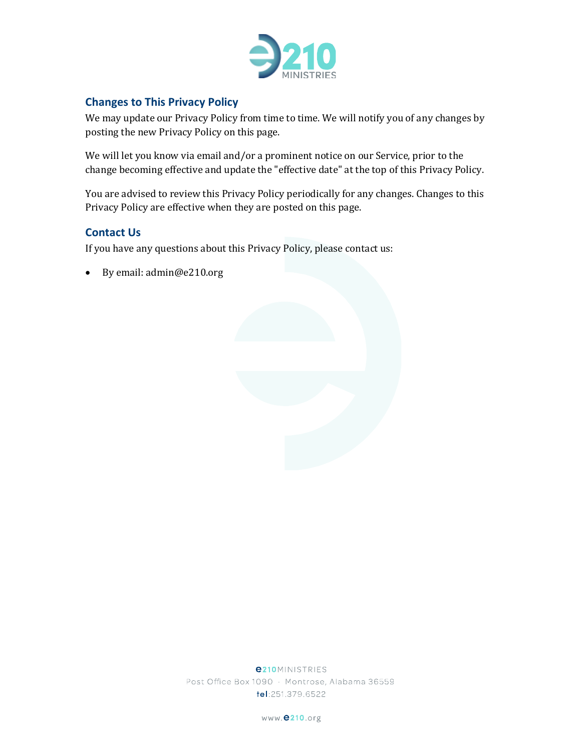## Changes to This Privacy Policy

We may update our Privacy Policy from time to time. We will notify you of any changes by posting the new Privacy Policy on this page.

We will let you know via email and/or a prominent notice on our Service, prior to the change becoming effective and update the "effective date" at the top of this Privacy Policy.

You are advised to review this Privacy Policy periodically for any changes. Changes to this Privacy Policy are effective when they are posted on this page.

## Contact Us

If you have any questions about this Privacy Policy, please contact us:

- By email: admin@e210.org